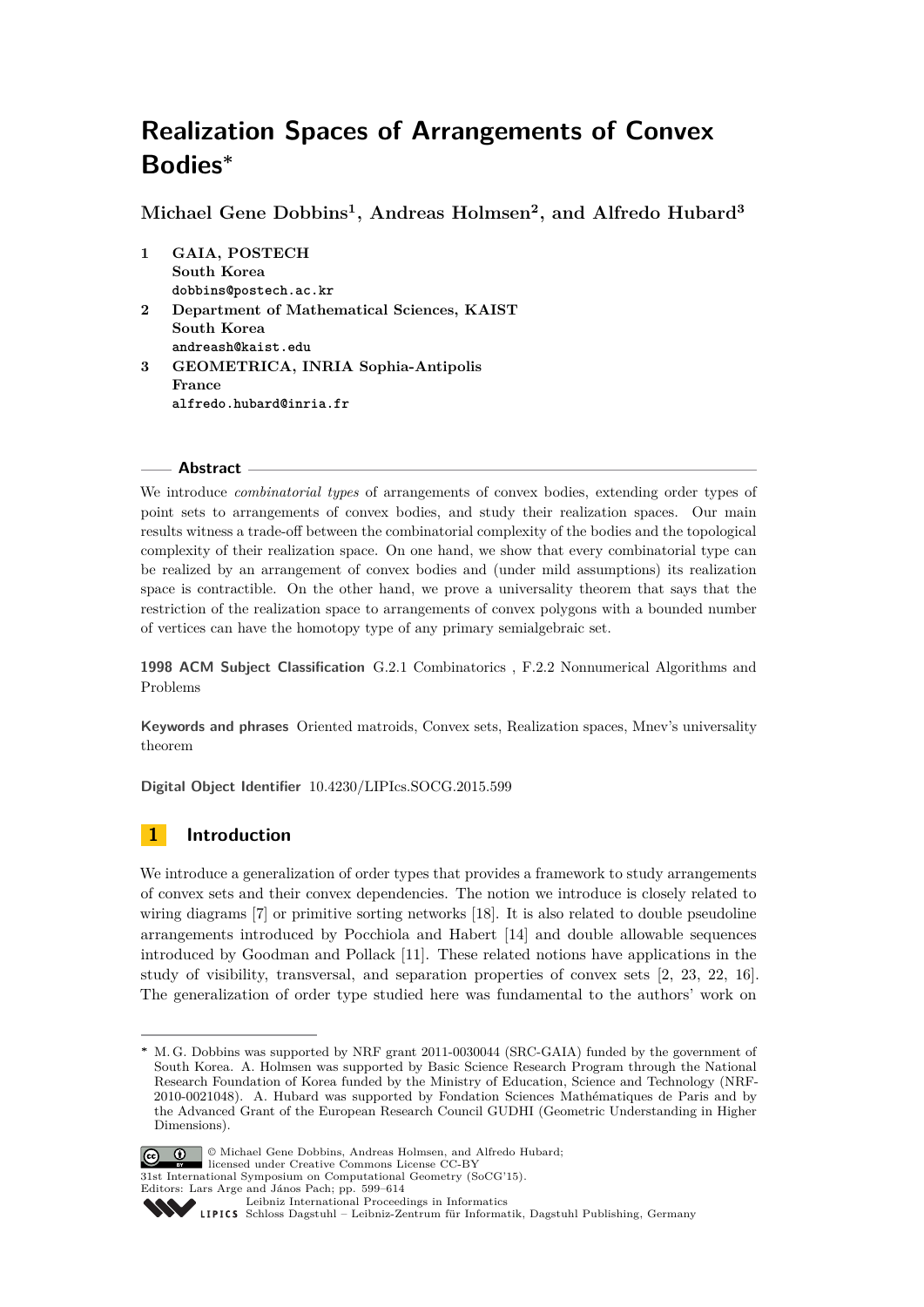# Realization Spaces of Arrangements of Convex Bodies*

**Michael Gene Dobbins[1], Andreas Holmsen[2], and Alfredo Hubard[3]**

1 **GAIA, POSTECH**
**South Korea**
`dobbins@postech.ac.kr`

2 **Department of Mathematical Sciences, KAIST**
**South Korea**
`andreash@kaist.edu`

3 **GEOMETRICA, INRIA Sophia-Antipolis**
**France**
`alfredo.hubard@inria.fr`

## Abstract

We introduce *combinatorial types* of arrangements of convex bodies, extending order types of point sets to arrangements of convex bodies, and study their realization spaces. Our main results witness a trade-off between the combinatorial complexity of the bodies and the topological complexity of their realization space. On one hand, we show that every combinatorial type can be realized by an arrangement of convex bodies and (under mild assumptions) its realization space is contractible. On the other hand, we prove a universality theorem that says that the restriction of the realization space to arrangements of convex polygons with a bounded number of vertices can have the homotopy type of any primary semialgebraic set.

**1998 ACM Subject Classification** G.2.1 Combinatorics , F.2.2 Nonnumerical Algorithms and Problems

**Keywords and phrases** Oriented matroids, Convex sets, Realization spaces, Mnev's universality theorem

**Digital Object Identifier** 10.4230/LIPIcs.SOCG.2015.599

## 1 Introduction

We introduce a generalization of order types that provides a framework to study arrangements of convex sets and their convex dependencies. The notion we introduce is closely related to wiring diagrams [7] or primitive sorting networks [18]. It is also related to double pseudoline arrangements introduced by Pocchiola and Habert [14] and double allowable sequences introduced by Goodman and Pollack [11]. These related notions have applications in the study of visibility, transversal, and separation properties of convex sets [2, 23, 22, 16]. The generalization of order type studied here was fundamental to the authors' work on

---

* M. G. Dobbins was supported by NRF grant 2011-0030044 (SRC-GAIA) funded by the government of South Korea. A. Holmsen was supported by Basic Science Research Program through the National Research Foundation of Korea funded by the Ministry of Education, Science and Technology (NRF-2010-0021048). A. Hubard was supported by Fondation Sciences Mathématiques de Paris and by the Advanced Grant of the European Research Council GUDHI (Geometric Understanding in Higher Dimensions).

© Michael Gene Dobbins, Andreas Holmsen, and Alfredo Hubard;
licensed under Creative Commons License CC-BY
31st International Symposium on Computational Geometry (SoCG'15).
Editors: Lars Arge and János Pach; pp. 599–614
Leibniz International Proceedings in Informatics
Schloss Dagstuhl – Leibniz-Zentrum für Informatik, Dagstuhl Publishing, Germany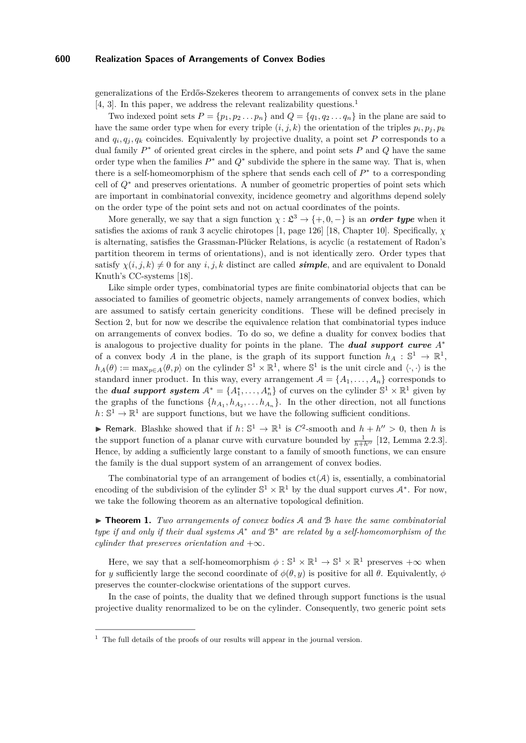generalizations of the Erdős-Szekeres theorem to arrangements of convex sets in the plane [4, 3]. In this paper, we address the relevant realizability questions.[1]

Two indexed point sets $P = \{p_1, p_2 \dots p_n\}$ and $Q = \{q_1, q_2 \dots q_n\}$ in the plane are said to have the same order type when for every triple $(i, j, k)$ the orientation of the triples $p_i, p_j, p_k$ and $q_i, q_j, q_k$ coincides. Equivalently by projective duality, a point set $P$ corresponds to a dual family $P^*$ of oriented great circles in the sphere, and point sets $P$ and $Q$ have the same order type when the families $P^*$ and $Q^*$ subdivide the sphere in the same way. That is, when there is a self-homeomorphism of the sphere that sends each cell of $P^*$ to a corresponding cell of $Q^*$ and preserves orientations. A number of geometric properties of point sets which are important in combinatorial convexity, incidence geometry and algorithms depend solely on the order type of the point sets and not on actual coordinates of the points.

More generally, we say that a sign function $\chi : \mathfrak{L}^3 \to \{+, 0, -\}$ is an ***order type*** when it satisfies the axioms of rank 3 acyclic chirotopes [1, page 126] [18, Chapter 10]. Specifically, $\chi$ is alternating, satisfies the Grassman-Plücker Relations, is acyclic (a restatement of Radon's partition theorem in terms of orientations), and is not identically zero. Order types that satisfy $\chi(i, j, k) \neq 0$ for any $i, j, k$ distinct are called ***simple***, and are equivalent to Donald Knuth's CC-systems [18].

Like simple order types, combinatorial types are finite combinatorial objects that can be associated to families of geometric objects, namely arrangements of convex bodies, which are assumed to satisfy certain genericity conditions. These will be defined precisely in Section 2, but for now we describe the equivalence relation that combinatorial types induce on arrangements of convex bodies. To do so, we define a duality for convex bodies that is analogous to projective duality for points in the plane. The ***dual support curve*** $A^*$ of a convex body $A$ in the plane, is the graph of its support function $h_A : \mathbb{S}^1 \to \mathbb{R}^1$, $h_A(\theta) := \max_{p \in A} \langle \theta, p \rangle$ on the cylinder $\mathbb{S}^1 \times \mathbb{R}^1$, where $\mathbb{S}^1$ is the unit circle and $\langle \cdot, \cdot \rangle$ is the standard inner product. In this way, every arrangement $\mathcal{A} = \{A_1, \dots, A_n\}$ corresponds to the ***dual support system*** $\mathcal{A}^* = \{A_1^*, \dots, A_n^*\}$ of curves on the cylinder $\mathbb{S}^1 \times \mathbb{R}^1$ given by the graphs of the functions $\{h_{A_1}, h_{A_2}, \dots h_{A_n}\}$. In the other direction, not all functions $h \colon \mathbb{S}^1 \to \mathbb{R}^1$ are support functions, but we have the following sufficient conditions.

► Remark. Blashke showed that if $h \colon \mathbb{S}^1 \to \mathbb{R}^1$ is $C^2$-smooth and $h + h'' > 0$, then $h$ is the support function of a planar curve with curvature bounded by $\frac{1}{h+h''}$ [12, Lemma 2.2.3]. Hence, by adding a sufficiently large constant to a family of smooth functions, we can ensure the family is the dual support system of an arrangement of convex bodies.

The combinatorial type of an arrangement of bodies $\mathrm{ct}(\mathcal{A})$ is, essentially, a combinatorial encoding of the subdivision of the cylinder $\mathbb{S}^1 \times \mathbb{R}^1$ by the dual support curves $\mathcal{A}^*$. For now, we take the following theorem as an alternative topological definition.

► **Theorem 1.** *Two arrangements of convex bodies $\mathcal{A}$ and $\mathcal{B}$ have the same combinatorial type if and only if their dual systems $\mathcal{A}^*$ and $\mathcal{B}^*$ are related by a self-homeomorphism of the cylinder that preserves orientation and $+\infty$.*

Here, we say that a self-homeomorphism $\phi : \mathbb{S}^1 \times \mathbb{R}^1 \to \mathbb{S}^1 \times \mathbb{R}^1$ preserves $+\infty$ when for $y$ sufficiently large the second coordinate of $\phi(\theta, y)$ is positive for all $\theta$. Equivalently, $\phi$ preserves the counter-clockwise orientations of the support curves.

In the case of points, the duality that we defined through support functions is the usual projective duality renormalized to be on the cylinder. Consequently, two generic point sets

[1] The full details of the proofs of our results will appear in the journal version.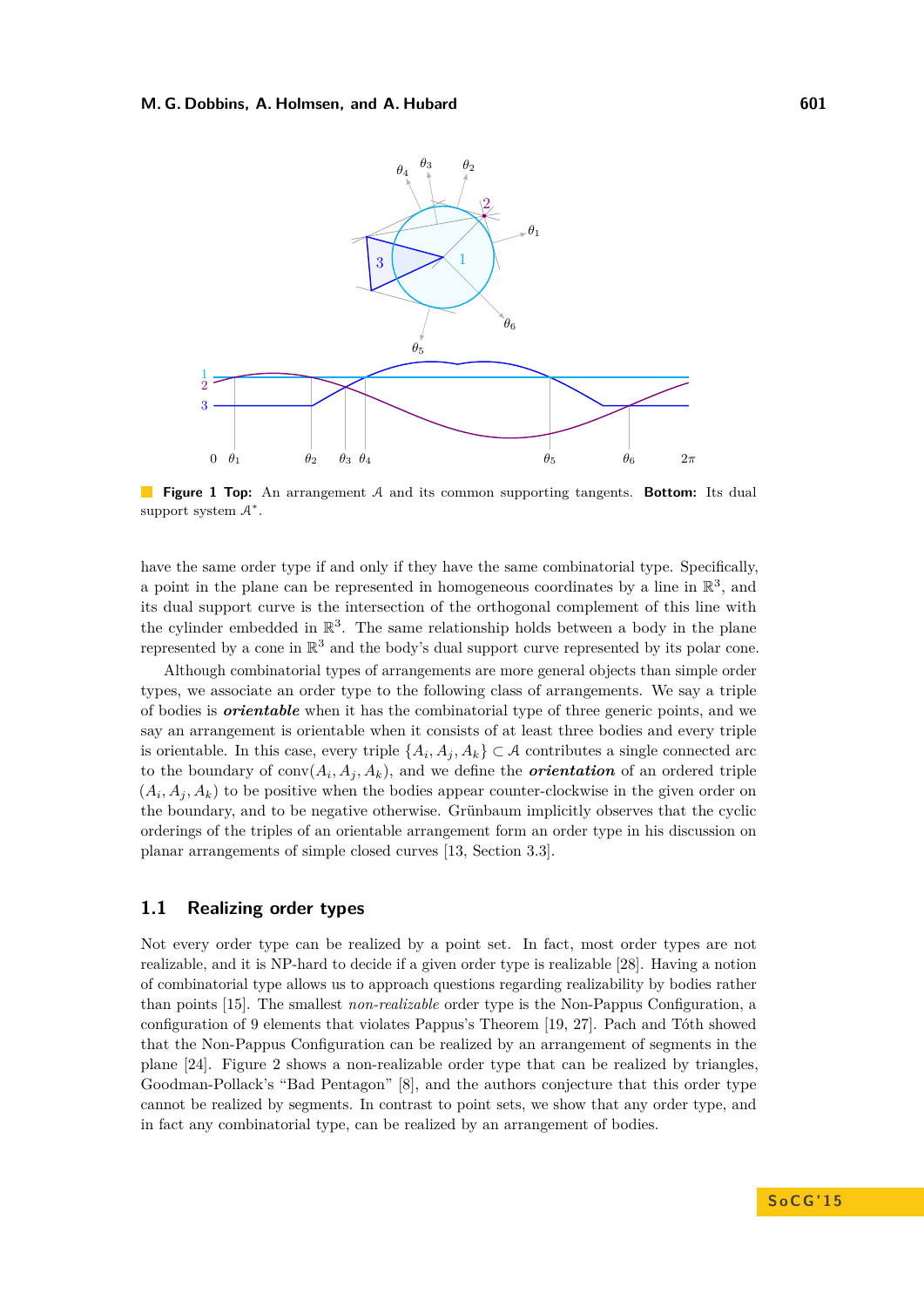**Figure 1 Top:** An arrangement $\mathcal{A}$ and its common supporting tangents. **Bottom:** Its dual support system $\mathcal{A}^*$.

have the same order type if and only if they have the same combinatorial type. Specifically, a point in the plane can be represented in homogeneous coordinates by a line in $\mathbb{R}^3$, and its dual support curve is the intersection of the orthogonal complement of this line with the cylinder embedded in $\mathbb{R}^3$. The same relationship holds between a body in the plane represented by a cone in $\mathbb{R}^3$ and the body's dual support curve represented by its polar cone.

Although combinatorial types of arrangements are more general objects than simple order types, we associate an order type to the following class of arrangements. We say a triple of bodies is ***orientable*** when it has the combinatorial type of three generic points, and we say an arrangement is orientable when it consists of at least three bodies and every triple is orientable. In this case, every triple $\{A_i, A_j, A_k\} \subset \mathcal{A}$ contributes a single connected arc to the boundary of $\text{conv}(A_i, A_j, A_k)$, and we define the ***orientation*** of an ordered triple $(A_i, A_j, A_k)$ to be positive when the bodies appear counter-clockwise in the given order on the boundary, and to be negative otherwise. Grünbaum implicitly observes that the cyclic orderings of the triples of an orientable arrangement form an order type in his discussion on planar arrangements of simple closed curves [13, Section 3.3].

## 1.1 Realizing order types

Not every order type can be realized by a point set. In fact, most order types are not realizable, and it is NP-hard to decide if a given order type is realizable [28]. Having a notion of combinatorial type allows us to approach questions regarding realizability by bodies rather than points [15]. The smallest *non-realizable* order type is the Non-Pappus Configuration, a configuration of 9 elements that violates Pappus's Theorem [19, 27]. Pach and Tóth showed that the Non-Pappus Configuration can be realized by an arrangement of segments in the plane [24]. Figure 2 shows a non-realizable order type that can be realized by triangles, Goodman-Pollack's "Bad Pentagon" [8], and the authors conjecture that this order type cannot be realized by segments. In contrast to point sets, we show that any order type, and in fact any combinatorial type, can be realized by an arrangement of bodies.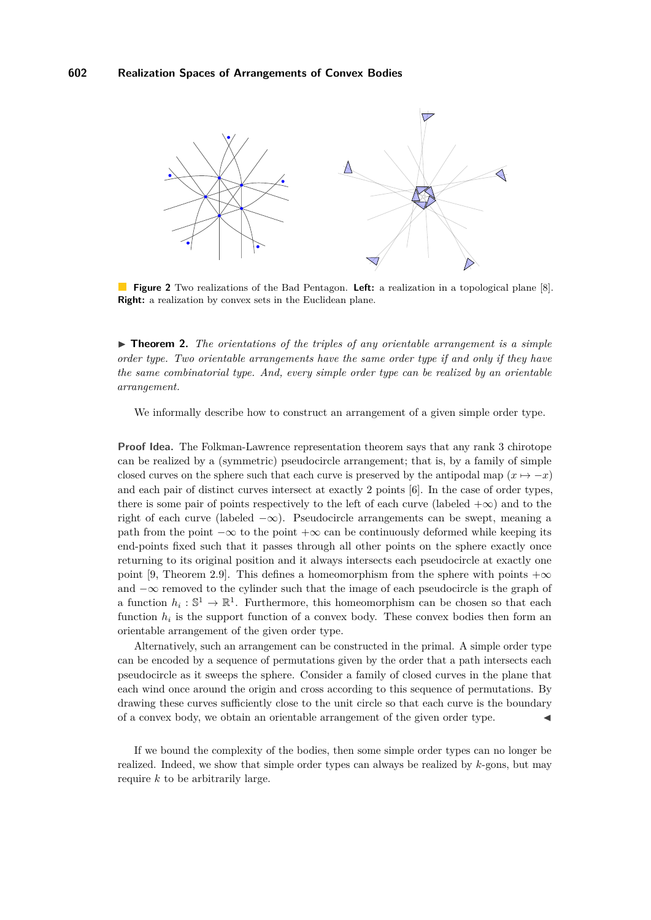**Figure 2** Two realizations of the Bad Pentagon. **Left:** a realization in a topological plane [8]. **Right:** a realization by convex sets in the Euclidean plane.

▶ **Theorem 2.** *The orientations of the triples of any orientable arrangement is a simple order type. Two orientable arrangements have the same order type if and only if they have the same combinatorial type. And, every simple order type can be realized by an orientable arrangement.*

We informally describe how to construct an arrangement of a given simple order type.

**Proof Idea.** The Folkman-Lawrence representation theorem says that any rank 3 chirotope can be realized by a (symmetric) pseudocircle arrangement; that is, by a family of simple closed curves on the sphere such that each curve is preserved by the antipodal map ($x \mapsto -x$) and each pair of distinct curves intersect at exactly 2 points [6]. In the case of order types, there is some pair of points respectively to the left of each curve (labeled $+\infty$) and to the right of each curve (labeled $-\infty$). Pseudocircle arrangements can be swept, meaning a path from the point $-\infty$ to the point $+\infty$ can be continuously deformed while keeping its end-points fixed such that it passes through all other points on the sphere exactly once returning to its original position and it always intersects each pseudocircle at exactly one point [9, Theorem 2.9]. This defines a homeomorphism from the sphere with points $+\infty$ and $-\infty$ removed to the cylinder such that the image of each pseudocircle is the graph of a function $h_i : \mathbb{S}^1 \to \mathbb{R}^1$. Furthermore, this homeomorphism can be chosen so that each function $h_i$ is the support function of a convex body. These convex bodies then form an orientable arrangement of the given order type.

Alternatively, such an arrangement can be constructed in the primal. A simple order type can be encoded by a sequence of permutations given by the order that a path intersects each pseudocircle as it sweeps the sphere. Consider a family of closed curves in the plane that each wind once around the origin and cross according to this sequence of permutations. By drawing these curves sufficiently close to the unit circle so that each curve is the boundary of a convex body, we obtain an orientable arrangement of the given order type. ◀

If we bound the complexity of the bodies, then some simple order types can no longer be realized. Indeed, we show that simple order types can always be realized by $k$-gons, but may require $k$ to be arbitrarily large.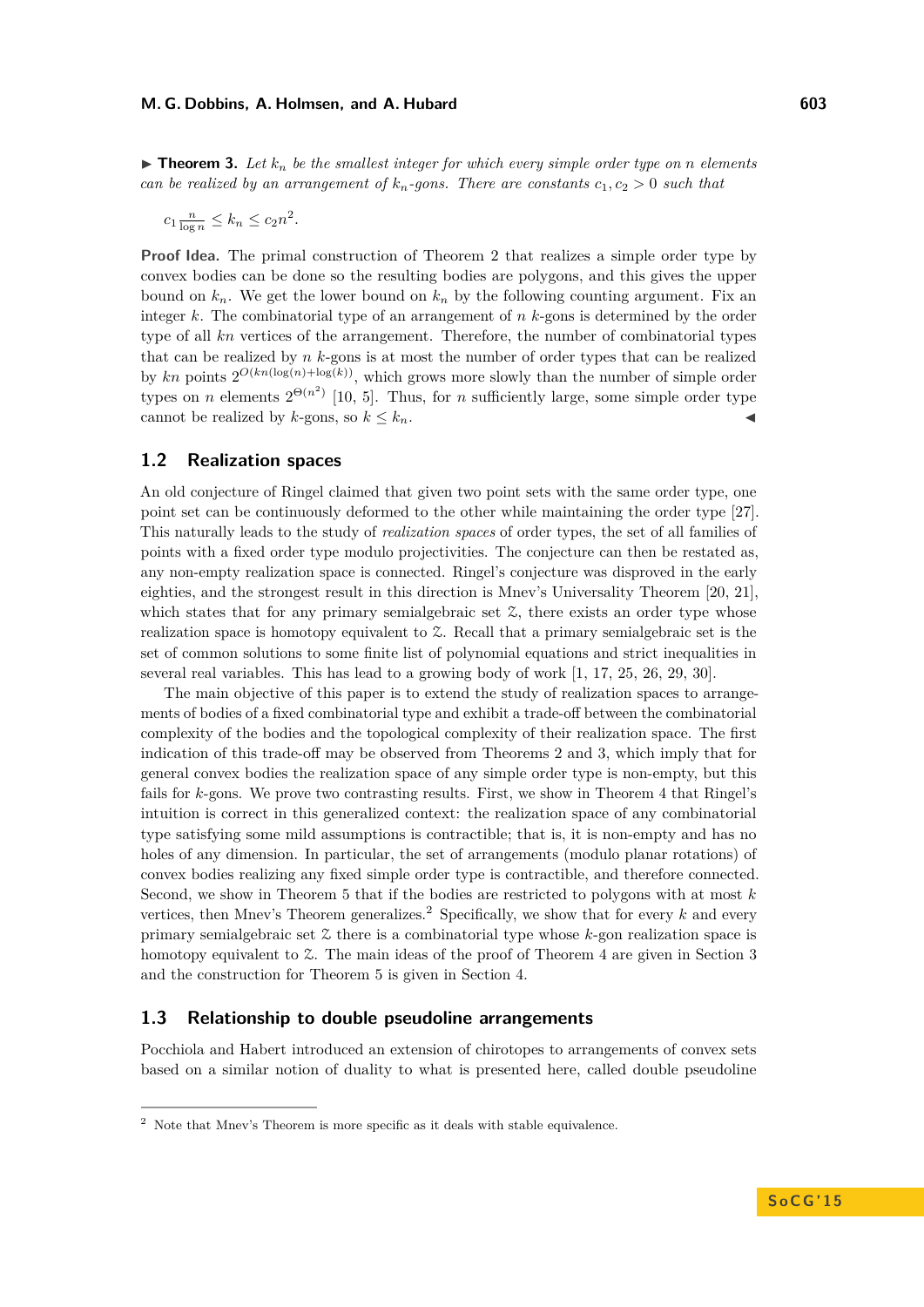▶ **Theorem 3.** *Let $k_n$ be the smallest integer for which every simple order type on $n$ elements can be realized by an arrangement of $k_n$-gons. There are constants $c_1, c_2 > 0$ such that*

$$c_1 \frac{n}{\log n} \leq k_n \leq c_2 n^2.$$

**Proof Idea.** The primal construction of Theorem 2 that realizes a simple order type by convex bodies can be done so the resulting bodies are polygons, and this gives the upper bound on $k_n$. We get the lower bound on $k_n$ by the following counting argument. Fix an integer $k$. The combinatorial type of an arrangement of $n$ $k$-gons is determined by the order type of all $kn$ vertices of the arrangement. Therefore, the number of combinatorial types that can be realized by $n$ $k$-gons is at most the number of order types that can be realized by $kn$ points $2^{O(kn(\log(n)+\log(k))}$, which grows more slowly than the number of simple order types on $n$ elements $2^{\Theta(n^2)}$ [10, 5]. Thus, for $n$ sufficiently large, some simple order type cannot be realized by $k$-gons, so $k \leq k_n$. ◀

## 1.2 Realization spaces

An old conjecture of Ringel claimed that given two point sets with the same order type, one point set can be continuously deformed to the other while maintaining the order type [27]. This naturally leads to the study of *realization spaces* of order types, the set of all families of points with a fixed order type modulo projectivities. The conjecture can then be restated as, any non-empty realization space is connected. Ringel's conjecture was disproved in the early eighties, and the strongest result in this direction is Mnev's Universality Theorem [20, 21], which states that for any primary semialgebraic set $\mathcal{Z}$, there exists an order type whose realization space is homotopy equivalent to $\mathcal{Z}$. Recall that a primary semialgebraic set is the set of common solutions to some finite list of polynomial equations and strict inequalities in several real variables. This has lead to a growing body of work [1, 17, 25, 26, 29, 30].

The main objective of this paper is to extend the study of realization spaces to arrangements of bodies of a fixed combinatorial type and exhibit a trade-off between the combinatorial complexity of the bodies and the topological complexity of their realization space. The first indication of this trade-off may be observed from Theorems 2 and 3, which imply that for general convex bodies the realization space of any simple order type is non-empty, but this fails for $k$-gons. We prove two contrasting results. First, we show in Theorem 4 that Ringel's intuition is correct in this generalized context: the realization space of any combinatorial type satisfying some mild assumptions is contractible; that is, it is non-empty and has no holes of any dimension. In particular, the set of arrangements (modulo planar rotations) of convex bodies realizing any fixed simple order type is contractible, and therefore connected. Second, we show in Theorem 5 that if the bodies are restricted to polygons with at most $k$ vertices, then Mnev's Theorem generalizes.[2] Specifically, we show that for every $k$ and every primary semialgebraic set $\mathcal{Z}$ there is a combinatorial type whose $k$-gon realization space is homotopy equivalent to $\mathcal{Z}$. The main ideas of the proof of Theorem 4 are given in Section 3 and the construction for Theorem 5 is given in Section 4.

## 1.3 Relationship to double pseudoline arrangements

Pocchiola and Habert introduced an extension of chirotopes to arrangements of convex sets based on a similar notion of duality to what is presented here, called double pseudoline

---

[2] Note that Mnev's Theorem is more specific as it deals with stable equivalence.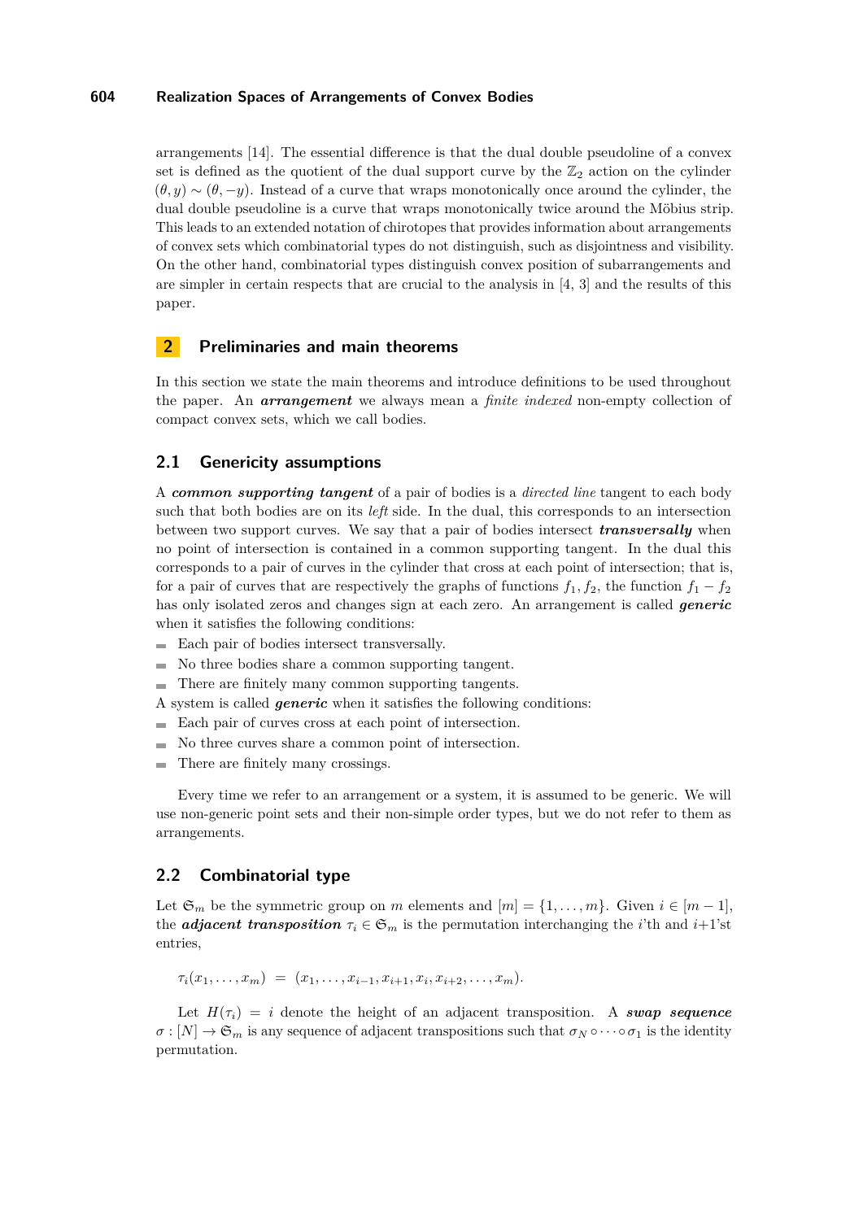arrangements [14]. The essential difference is that the dual double pseudoline of a convex set is defined as the quotient of the dual support curve by the $\mathbb{Z}_2$ action on the cylinder $(\theta, y) \sim (\theta, -y)$. Instead of a curve that wraps monotonically once around the cylinder, the dual double pseudoline is a curve that wraps monotonically twice around the Möbius strip. This leads to an extended notation of chirotopes that provides information about arrangements of convex sets which combinatorial types do not distinguish, such as disjointness and visibility. On the other hand, combinatorial types distinguish convex position of subarrangements and are simpler in certain respects that are crucial to the analysis in [4, 3] and the results of this paper.

## 2 Preliminaries and main theorems

In this section we state the main theorems and introduce definitions to be used throughout the paper. An ***arrangement*** we always mean a *finite indexed* non-empty collection of compact convex sets, which we call bodies.

### 2.1 Genericity assumptions

A ***common supporting tangent*** of a pair of bodies is a *directed line* tangent to each body such that both bodies are on its *left* side. In the dual, this corresponds to an intersection between two support curves. We say that a pair of bodies intersect ***transversally*** when no point of intersection is contained in a common supporting tangent. In the dual this corresponds to a pair of curves in the cylinder that cross at each point of intersection; that is, for a pair of curves that are respectively the graphs of functions $f_1, f_2$, the function $f_1 - f_2$ has only isolated zeros and changes sign at each zero. An arrangement is called ***generic*** when it satisfies the following conditions:

- Each pair of bodies intersect transversally.
- No three bodies share a common supporting tangent.
- There are finitely many common supporting tangents.

A system is called ***generic*** when it satisfies the following conditions:

- Each pair of curves cross at each point of intersection.
- No three curves share a common point of intersection.
- There are finitely many crossings.

Every time we refer to an arrangement or a system, it is assumed to be generic. We will use non-generic point sets and their non-simple order types, but we do not refer to them as arrangements.

### 2.2 Combinatorial type

Let $\mathfrak{S}_m$ be the symmetric group on $m$ elements and $[m] = \{1, \ldots, m\}$. Given $i \in [m-1]$, the ***adjacent transposition*** $\tau_i \in \mathfrak{S}_m$ is the permutation interchanging the $i$'th and $i{+}1$'st entries,

$$\tau_i(x_1, \ldots, x_m) \;=\; (x_1, \ldots, x_{i-1}, x_{i+1}, x_i, x_{i+2}, \ldots, x_m).$$

Let $H(\tau_i) = i$ denote the height of an adjacent transposition. A ***swap sequence*** $\sigma : [N] \to \mathfrak{S}_m$ is any sequence of adjacent transpositions such that $\sigma_N \circ \cdots \circ \sigma_1$ is the identity permutation.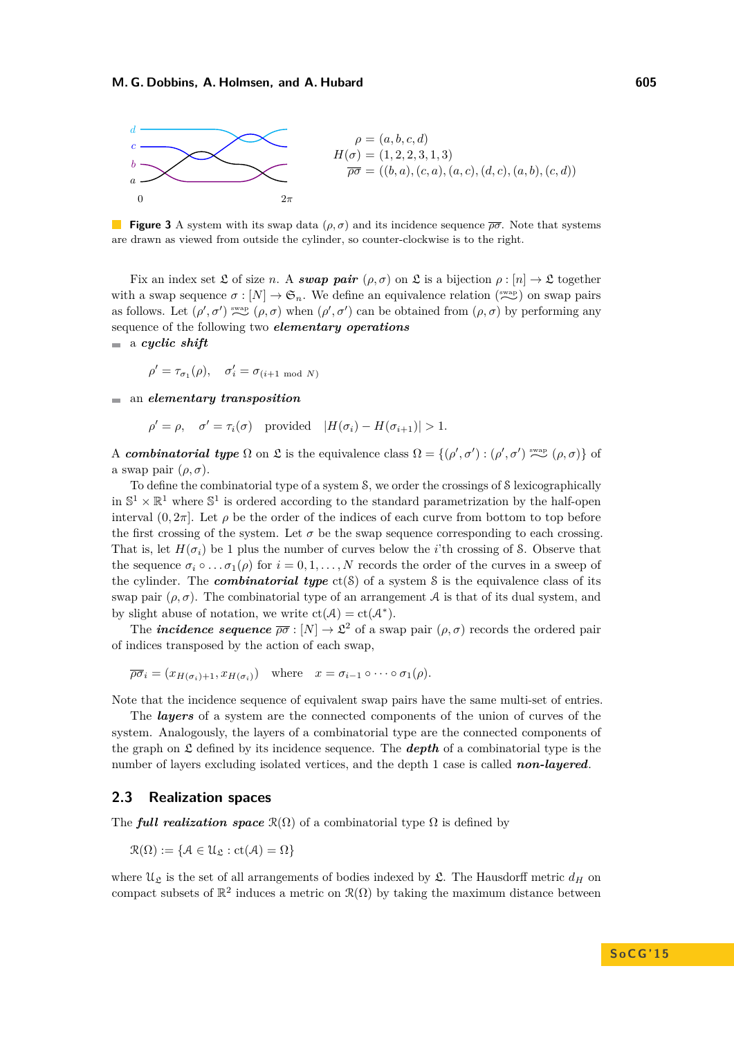$$\rho = (a, b, c, d)$$
$$H(\sigma) = (1, 2, 2, 3, 1, 3)$$
$$\overline{\rho\sigma} = ((b, a), (c, a), (a, c), (d, c), (a, b), (c, d))$$

**Figure 3** A system with its swap data $(\rho, \sigma)$ and its incidence sequence $\overline{\rho\sigma}$. Note that systems are drawn as viewed from outside the cylinder, so counter-clockwise is to the right.

Fix an index set $\mathfrak{L}$ of size $n$. A ***swap pair*** $(\rho, \sigma)$ on $\mathfrak{L}$ is a bijection $\rho : [n] \to \mathfrak{L}$ together with a swap sequence $\sigma : [N] \to \mathfrak{S}_n$. We define an equivalence relation ($\overset{\text{swap}}{\sim}$) on swap pairs as follows. Let $(\rho', \sigma') \overset{\text{swap}}{\sim} (\rho, \sigma)$ when $(\rho', \sigma')$ can be obtained from $(\rho, \sigma)$ by performing any sequence of the following two ***elementary operations***

- a ***cyclic shift***

$$\rho' = \tau_{\sigma_1}(\rho), \quad \sigma'_i = \sigma_{(i+1 \bmod N)}$$

- an ***elementary transposition***

$$\rho' = \rho, \quad \sigma' = \tau_i(\sigma) \quad \text{provided} \quad |H(\sigma_i) - H(\sigma_{i+1})| > 1.$$

A ***combinatorial type*** $\Omega$ on $\mathfrak{L}$ is the equivalence class $\Omega = \{(\rho', \sigma') : (\rho', \sigma') \overset{\text{swap}}{\sim} (\rho, \sigma)\}$ of a swap pair $(\rho, \sigma)$.

To define the combinatorial type of a system $\mathcal{S}$, we order the crossings of $\mathcal{S}$ lexicographically in $\mathbb{S}^1 \times \mathbb{R}^1$ where $\mathbb{S}^1$ is ordered according to the standard parametrization by the half-open interval $(0, 2\pi]$. Let $\rho$ be the order of the indices of each curve from bottom to top before the first crossing of the system. Let $\sigma$ be the swap sequence corresponding to each crossing. That is, let $H(\sigma_i)$ be 1 plus the number of curves below the $i$'th crossing of $\mathcal{S}$. Observe that the sequence $\sigma_i \circ \ldots \sigma_1(\rho)$ for $i = 0, 1, \ldots, N$ records the order of the curves in a sweep of the cylinder. The ***combinatorial type*** $\text{ct}(\mathcal{S})$ of a system $\mathcal{S}$ is the equivalence class of its swap pair $(\rho, \sigma)$. The combinatorial type of an arrangement $\mathcal{A}$ is that of its dual system, and by slight abuse of notation, we write $\text{ct}(\mathcal{A}) = \text{ct}(\mathcal{A}^*)$.

The ***incidence sequence*** $\overline{\rho\sigma} : [N] \to \mathfrak{L}^2$ of a swap pair $(\rho, \sigma)$ records the ordered pair of indices transposed by the action of each swap,

$$\overline{\rho\sigma}_i = (x_{H(\sigma_i)+1}, x_{H(\sigma_i)}) \quad \text{where} \quad x = \sigma_{i-1} \circ \cdots \circ \sigma_1(\rho).$$

Note that the incidence sequence of equivalent swap pairs have the same multi-set of entries.

The ***layers*** of a system are the connected components of the union of curves of the system. Analogously, the layers of a combinatorial type are the connected components of the graph on $\mathfrak{L}$ defined by its incidence sequence. The ***depth*** of a combinatorial type is the number of layers excluding isolated vertices, and the depth 1 case is called ***non-layered***.

## 2.3 Realization spaces

The ***full realization space*** $\mathcal{R}(\Omega)$ of a combinatorial type $\Omega$ is defined by

$$\mathcal{R}(\Omega) := \{\mathcal{A} \in \mathcal{U}_{\mathfrak{L}} : \text{ct}(\mathcal{A}) = \Omega\}$$

where $\mathcal{U}_{\mathfrak{L}}$ is the set of all arrangements of bodies indexed by $\mathfrak{L}$. The Hausdorff metric $d_H$ on compact subsets of $\mathbb{R}^2$ induces a metric on $\mathcal{R}(\Omega)$ by taking the maximum distance between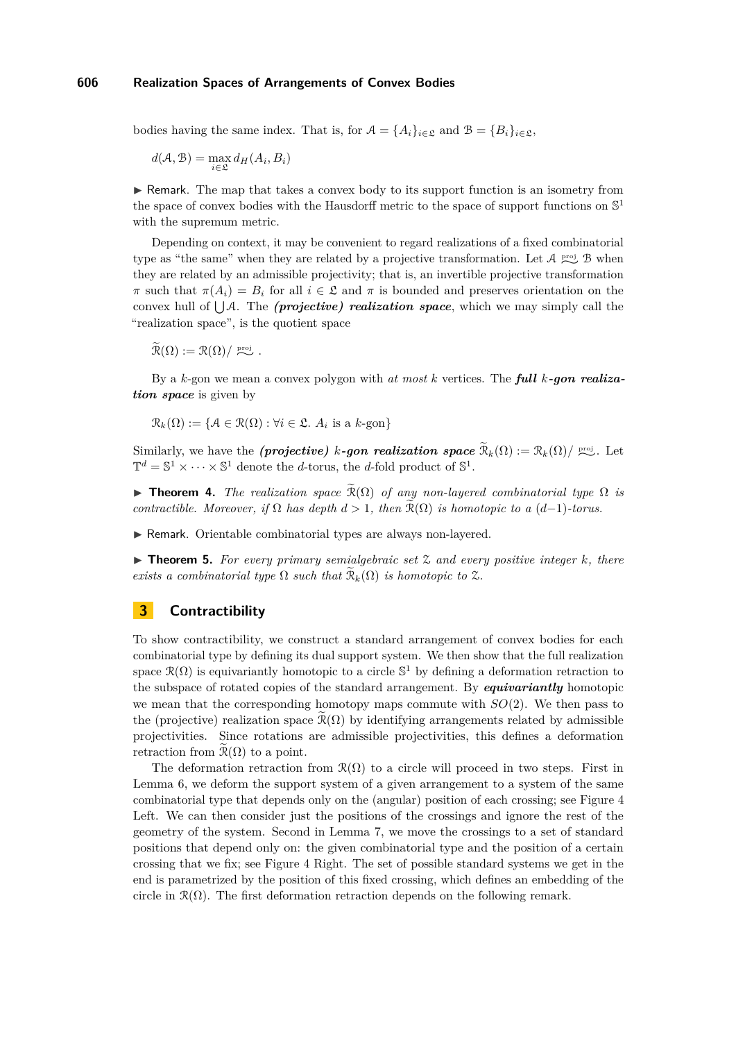bodies having the same index. That is, for $\mathcal{A} = \{A_i\}_{i\in\mathfrak{L}}$ and $\mathcal{B} = \{B_i\}_{i\in\mathfrak{L}}$,

$$d(\mathcal{A}, \mathcal{B}) = \max_{i\in\mathfrak{L}} d_H(A_i, B_i)$$

▶ Remark. The map that takes a convex body to its support function is an isometry from the space of convex bodies with the Hausdorff metric to the space of support functions on $\mathbb{S}^1$ with the supremum metric.

Depending on context, it may be convenient to regard realizations of a fixed combinatorial type as "the same" when they are related by a projective transformation. Let $\mathcal{A} \overset{\text{proj}}{\sim} \mathcal{B}$ when they are related by an admissible projectivity; that is, an invertible projective transformation $\pi$ such that $\pi(A_i) = B_i$ for all $i \in \mathfrak{L}$ and $\pi$ is bounded and preserves orientation on the convex hull of $\bigcup \mathcal{A}$. The ***(projective) realization space***, which we may simply call the "realization space", is the quotient space

$$\widetilde{\mathcal{R}}(\Omega) := \mathcal{R}(\Omega) / \overset{\text{proj}}{\sim} .$$

By a $k$-gon we mean a convex polygon with *at most* $k$ vertices. The ***full $k$-gon realization space*** is given by

$$\mathcal{R}_k(\Omega) := \{\mathcal{A} \in \mathcal{R}(\Omega) : \forall i \in \mathfrak{L}.\ A_i \text{ is a } k\text{-gon}\}$$

Similarly, we have the ***(projective) $k$-gon realization space*** $\widetilde{\mathcal{R}}_k(\Omega) := \mathcal{R}_k(\Omega) / \overset{\text{proj}}{\sim}$. Let $\mathbb{T}^d = \mathbb{S}^1 \times \cdots \times \mathbb{S}^1$ denote the $d$-torus, the $d$-fold product of $\mathbb{S}^1$.

▶ **Theorem 4.** *The realization space $\widetilde{\mathcal{R}}(\Omega)$ of any non-layered combinatorial type $\Omega$ is contractible. Moreover, if $\Omega$ has depth $d > 1$, then $\widetilde{\mathcal{R}}(\Omega)$ is homotopic to a $(d-1)$-torus.*

▶ Remark. Orientable combinatorial types are always non-layered.

▶ **Theorem 5.** *For every primary semialgebraic set $\mathcal{Z}$ and every positive integer $k$, there exists a combinatorial type $\Omega$ such that $\widetilde{\mathcal{R}}_k(\Omega)$ is homotopic to $\mathcal{Z}$.*

## 3 Contractibility

To show contractibility, we construct a standard arrangement of convex bodies for each combinatorial type by defining its dual support system. We then show that the full realization space $\mathcal{R}(\Omega)$ is equivariantly homotopic to a circle $\mathbb{S}^1$ by defining a deformation retraction to the subspace of rotated copies of the standard arrangement. By ***equivariantly*** homotopic we mean that the corresponding homotopy maps commute with $SO(2)$. We then pass to the (projective) realization space $\widetilde{\mathcal{R}}(\Omega)$ by identifying arrangements related by admissible projectivities. Since rotations are admissible projectivities, this defines a deformation retraction from $\widetilde{\mathcal{R}}(\Omega)$ to a point.

The deformation retraction from $\mathcal{R}(\Omega)$ to a circle will proceed in two steps. First in Lemma 6, we deform the support system of a given arrangement to a system of the same combinatorial type that depends only on the (angular) position of each crossing; see Figure 4 Left. We can then consider just the positions of the crossings and ignore the rest of the geometry of the system. Second in Lemma 7, we move the crossings to a set of standard positions that depend only on: the given combinatorial type and the position of a certain crossing that we fix; see Figure 4 Right. The set of possible standard systems we get in the end is parametrized by the position of this fixed crossing, which defines an embedding of the circle in $\mathcal{R}(\Omega)$. The first deformation retraction depends on the following remark.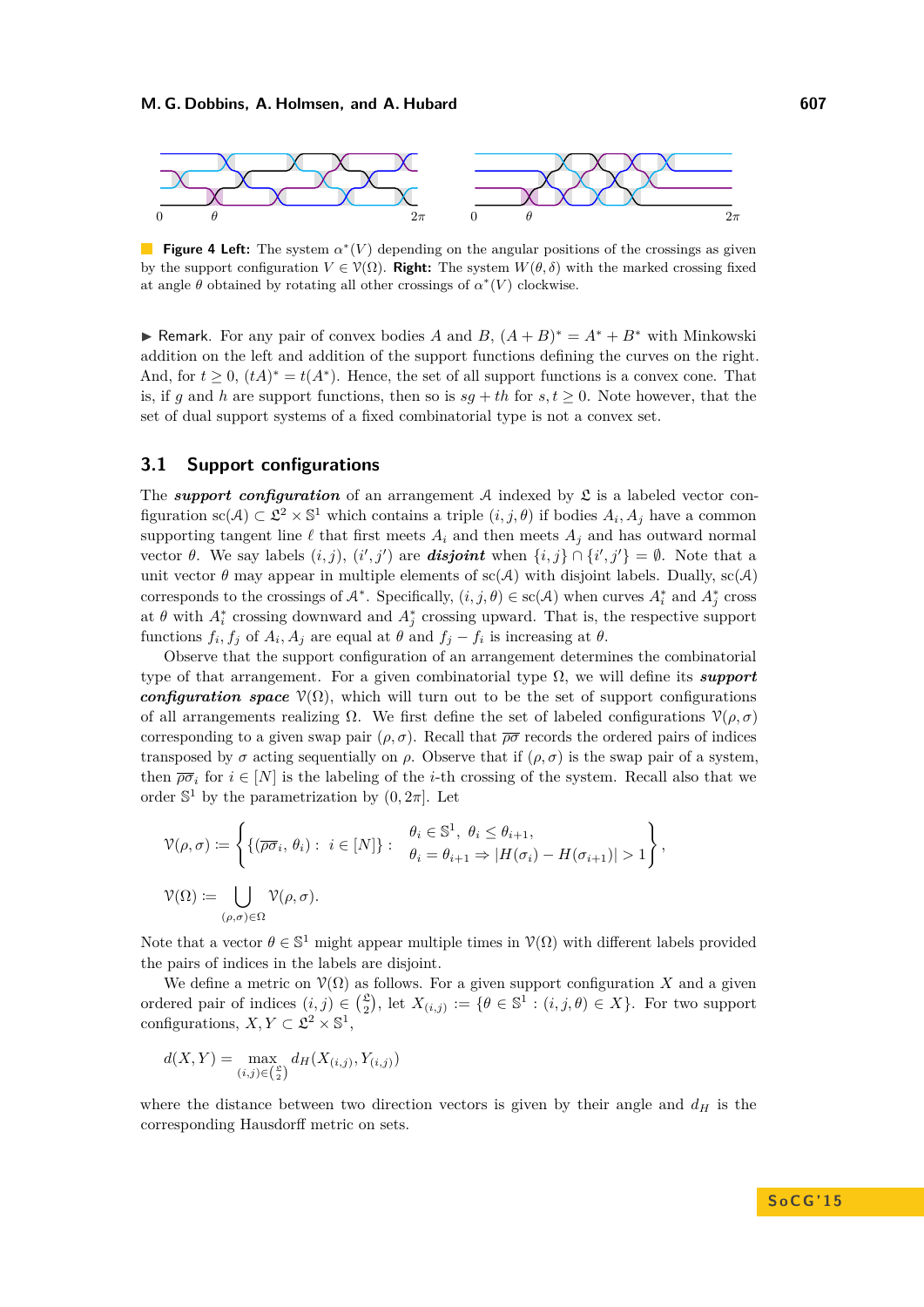**Figure 4 Left:** The system $\alpha^*(V)$ depending on the angular positions of the crossings as given by the support configuration $V \in \mathcal{V}(\Omega)$. **Right:** The system $W(\theta, \delta)$ with the marked crossing fixed at angle $\theta$ obtained by rotating all other crossings of $\alpha^*(V)$ clockwise.

▶ Remark. For any pair of convex bodies $A$ and $B$, $(A + B)^* = A^* + B^*$ with Minkowski addition on the left and addition of the support functions defining the curves on the right. And, for $t \geq 0$, $(tA)^* = t(A^*)$. Hence, the set of all support functions is a convex cone. That is, if $g$ and $h$ are support functions, then so is $sg + th$ for $s, t \geq 0$. Note however, that the set of dual support systems of a fixed combinatorial type is not a convex set.

## 3.1 Support configurations

The ***support configuration*** of an arrangement $\mathcal{A}$ indexed by $\mathfrak{L}$ is a labeled vector configuration $\mathrm{sc}(\mathcal{A}) \subset \mathfrak{L}^2 \times \mathbb{S}^1$ which contains a triple $(i, j, \theta)$ if bodies $A_i, A_j$ have a common supporting tangent line $\ell$ that first meets $A_i$ and then meets $A_j$ and has outward normal vector $\theta$. We say labels $(i, j)$, $(i', j')$ are ***disjoint*** when $\{i, j\} \cap \{i', j'\} = \emptyset$. Note that a unit vector $\theta$ may appear in multiple elements of $\mathrm{sc}(\mathcal{A})$ with disjoint labels. Dually, $\mathrm{sc}(\mathcal{A})$ corresponds to the crossings of $\mathcal{A}^*$. Specifically, $(i, j, \theta) \in \mathrm{sc}(\mathcal{A})$ when curves $A_i^*$ and $A_j^*$ cross at $\theta$ with $A_i^*$ crossing downward and $A_j^*$ crossing upward. That is, the respective support functions $f_i, f_j$ of $A_i, A_j$ are equal at $\theta$ and $f_j - f_i$ is increasing at $\theta$.

Observe that the support configuration of an arrangement determines the combinatorial type of that arrangement. For a given combinatorial type $\Omega$, we will define its ***support configuration space*** $\mathcal{V}(\Omega)$, which will turn out to be the set of support configurations of all arrangements realizing $\Omega$. We first define the set of labeled configurations $\mathcal{V}(\rho, \sigma)$ corresponding to a given swap pair $(\rho, \sigma)$. Recall that $\overline{\rho\sigma}$ records the ordered pairs of indices transposed by $\sigma$ acting sequentially on $\rho$. Observe that if $(\rho, \sigma)$ is the swap pair of a system, then $\overline{\rho\sigma}_i$ for $i \in [N]$ is the labeling of the $i$-th crossing of the system. Recall also that we order $\mathbb{S}^1$ by the parametrization by $(0, 2\pi]$. Let

$$\mathcal{V}(\rho, \sigma) := \left\{ \{(\overline{\rho\sigma}_i, \theta_i) : \ i \in [N]\} : \begin{array}{l} \theta_i \in \mathbb{S}^1, \ \theta_i \leq \theta_{i+1}, \\ \theta_i = \theta_{i+1} \Rightarrow |H(\sigma_i) - H(\sigma_{i+1})| > 1 \end{array} \right\},$$

$$\mathcal{V}(\Omega) := \bigcup_{(\rho,\sigma) \in \Omega} \mathcal{V}(\rho, \sigma).$$

Note that a vector $\theta \in \mathbb{S}^1$ might appear multiple times in $\mathcal{V}(\Omega)$ with different labels provided the pairs of indices in the labels are disjoint.

We define a metric on $\mathcal{V}(\Omega)$ as follows. For a given support configuration $X$ and a given ordered pair of indices $(i, j) \in \binom{\mathfrak{L}}{2}$, let $X_{(i,j)} := \{\theta \in \mathbb{S}^1 : (i, j, \theta) \in X\}$. For two support configurations, $X, Y \subset \mathfrak{L}^2 \times \mathbb{S}^1$,

$$d(X, Y) = \max_{(i,j) \in \binom{\mathfrak{L}}{2}} d_H(X_{(i,j)}, Y_{(i,j)})$$

where the distance between two direction vectors is given by their angle and $d_H$ is the corresponding Hausdorff metric on sets.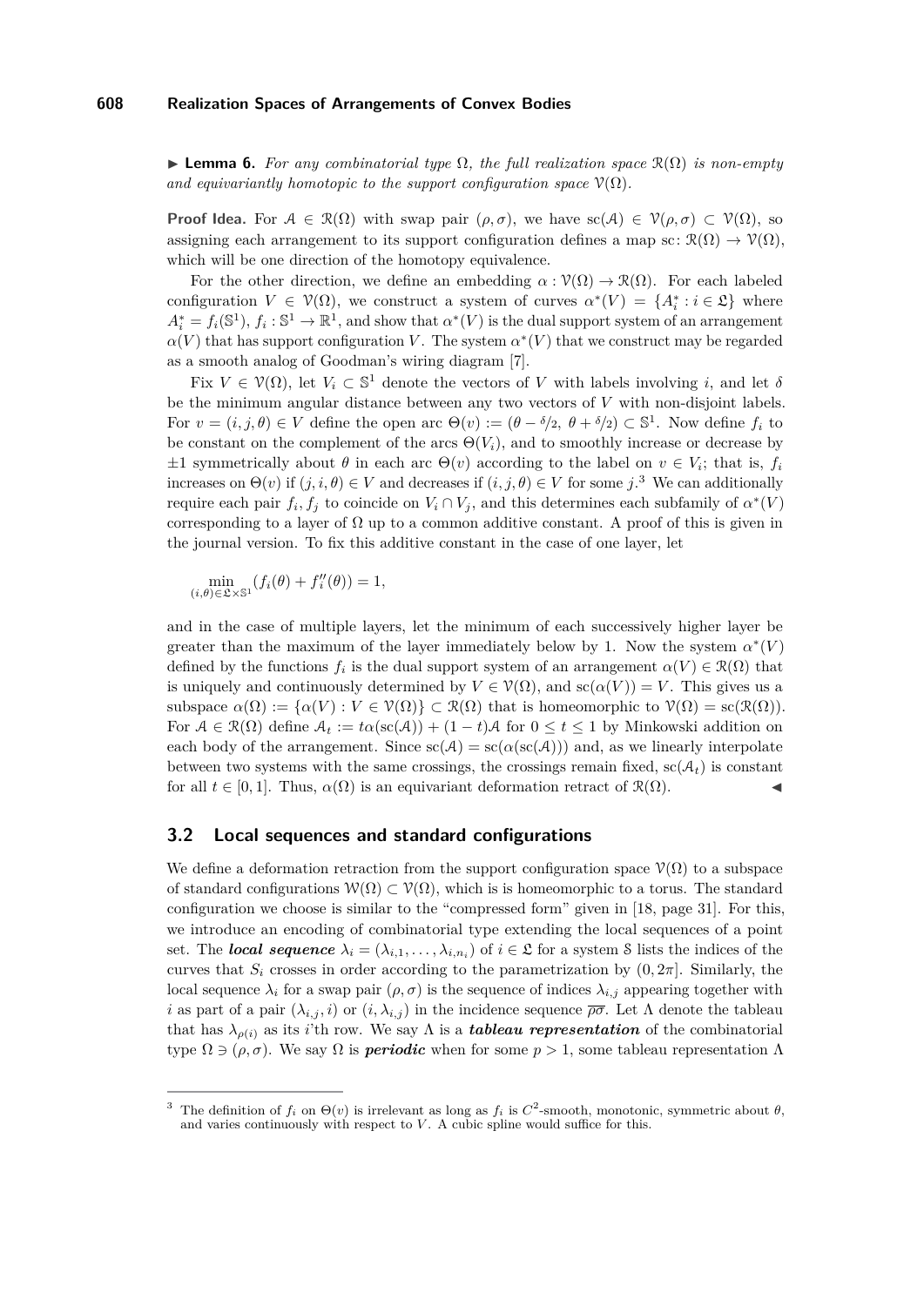**Lemma 6.** *For any combinatorial type $\Omega$, the full realization space $\mathcal{R}(\Omega)$ is non-empty and equivariantly homotopic to the support configuration space $\mathcal{V}(\Omega)$.*

**Proof Idea.** For $\mathcal{A} \in \mathcal{R}(\Omega)$ with swap pair $(\rho, \sigma)$, we have $\mathrm{sc}(\mathcal{A}) \in \mathcal{V}(\rho, \sigma) \subset \mathcal{V}(\Omega)$, so assigning each arrangement to its support configuration defines a map $\mathrm{sc}\colon \mathcal{R}(\Omega) \to \mathcal{V}(\Omega)$, which will be one direction of the homotopy equivalence.

For the other direction, we define an embedding $\alpha : \mathcal{V}(\Omega) \to \mathcal{R}(\Omega)$. For each labeled configuration $V \in \mathcal{V}(\Omega)$, we construct a system of curves $\alpha^*(V) = \{A_i^* : i \in \mathfrak{L}\}$ where $A_i^* = f_i(\mathbb{S}^1)$, $f_i : \mathbb{S}^1 \to \mathbb{R}^1$, and show that $\alpha^*(V)$ is the dual support system of an arrangement $\alpha(V)$ that has support configuration $V$. The system $\alpha^*(V)$ that we construct may be regarded as a smooth analog of Goodman's wiring diagram [7].

Fix $V \in \mathcal{V}(\Omega)$, let $V_i \subset \mathbb{S}^1$ denote the vectors of $V$ with labels involving $i$, and let $\delta$ be the minimum angular distance between any two vectors of $V$ with non-disjoint labels. For $v = (i, j, \theta) \in V$ define the open arc $\Theta(v) := (\theta - {}^{\delta}/{}_{2},\ \theta + {}^{\delta}/{}_{2}) \subset \mathbb{S}^1$. Now define $f_i$ to be constant on the complement of the arcs $\Theta(V_i)$, and to smoothly increase or decrease by $\pm 1$ symmetrically about $\theta$ in each arc $\Theta(v)$ according to the label on $v \in V_i$; that is, $f_i$ increases on $\Theta(v)$ if $(j, i, \theta) \in V$ and decreases if $(i, j, \theta) \in V$ for some $j$.[3] We can additionally require each pair $f_i, f_j$ to coincide on $V_i \cap V_j$, and this determines each subfamily of $\alpha^*(V)$ corresponding to a layer of $\Omega$ up to a common additive constant. A proof of this is given in the journal version. To fix this additive constant in the case of one layer, let

$$\min_{(i,\theta) \in \mathfrak{L} \times \mathbb{S}^1} (f_i(\theta) + f_i''(\theta)) = 1,$$

and in the case of multiple layers, let the minimum of each successively higher layer be greater than the maximum of the layer immediately below by 1. Now the system $\alpha^*(V)$ defined by the functions $f_i$ is the dual support system of an arrangement $\alpha(V) \in \mathcal{R}(\Omega)$ that is uniquely and continuously determined by $V \in \mathcal{V}(\Omega)$, and $\mathrm{sc}(\alpha(V)) = V$. This gives us a subspace $\alpha(\Omega) := \{\alpha(V) : V \in \mathcal{V}(\Omega)\} \subset \mathcal{R}(\Omega)$ that is homeomorphic to $\mathcal{V}(\Omega) = \mathrm{sc}(\mathcal{R}(\Omega))$. For $\mathcal{A} \in \mathcal{R}(\Omega)$ define $\mathcal{A}_t := t\alpha(\mathrm{sc}(\mathcal{A})) + (1-t)\mathcal{A}$ for $0 \le t \le 1$ by Minkowski addition on each body of the arrangement. Since $\mathrm{sc}(\mathcal{A}) = \mathrm{sc}(\alpha(\mathrm{sc}(\mathcal{A})))$ and, as we linearly interpolate between two systems with the same crossings, the crossings remain fixed, $\mathrm{sc}(\mathcal{A}_t)$ is constant for all $t \in [0, 1]$. Thus, $\alpha(\Omega)$ is an equivariant deformation retract of $\mathcal{R}(\Omega)$. ◀

## 3.2 Local sequences and standard configurations

We define a deformation retraction from the support configuration space $\mathcal{V}(\Omega)$ to a subspace of standard configurations $\mathcal{W}(\Omega) \subset \mathcal{V}(\Omega)$, which is is homeomorphic to a torus. The standard configuration we choose is similar to the "compressed form" given in [18, page 31]. For this, we introduce an encoding of combinatorial type extending the local sequences of a point set. The ***local sequence*** $\lambda_i = (\lambda_{i,1}, \dots, \lambda_{i,n_i})$ of $i \in \mathfrak{L}$ for a system $\mathcal{S}$ lists the indices of the curves that $S_i$ crosses in order according to the parametrization by $(0, 2\pi]$. Similarly, the local sequence $\lambda_i$ for a swap pair $(\rho, \sigma)$ is the sequence of indices $\lambda_{i,j}$ appearing together with $i$ as part of a pair $(\lambda_{i,j}, i)$ or $(i, \lambda_{i,j})$ in the incidence sequence $\overline{\rho\sigma}$. Let $\Lambda$ denote the tableau that has $\lambda_{\rho(i)}$ as its $i$'th row. We say $\Lambda$ is a ***tableau representation*** of the combinatorial type $\Omega \ni (\rho, \sigma)$. We say $\Omega$ is ***periodic*** when for some $p > 1$, some tableau representation $\Lambda$

[3] The definition of $f_i$ on $\Theta(v)$ is irrelevant as long as $f_i$ is $C^2$-smooth, monotonic, symmetric about $\theta$, and varies continuously with respect to $V$. A cubic spline would suffice for this.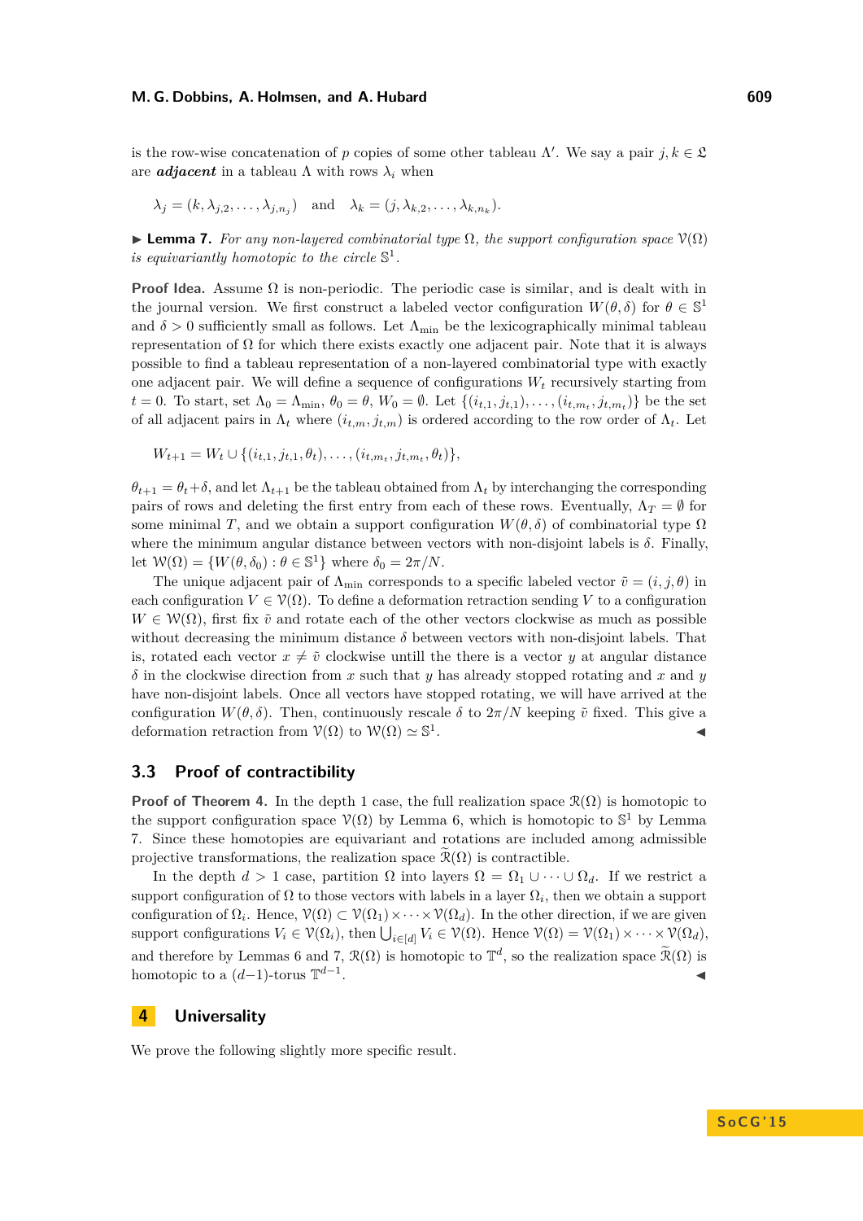is the row-wise concatenation of $p$ copies of some other tableau $\Lambda'$. We say a pair $j, k \in \mathfrak{L}$ are ***adjacent*** in a tableau $\Lambda$ with rows $\lambda_i$ when

$$\lambda_j = (k, \lambda_{j,2}, \dots, \lambda_{j,n_j}) \quad \text{and} \quad \lambda_k = (j, \lambda_{k,2}, \dots, \lambda_{k,n_k}).$$

▶ **Lemma 7.** *For any non-layered combinatorial type $\Omega$, the support configuration space $\mathcal{V}(\Omega)$ is equivariantly homotopic to the circle $\mathbb{S}^1$.*

**Proof Idea.** Assume $\Omega$ is non-periodic. The periodic case is similar, and is dealt with in the journal version. We first construct a labeled vector configuration $W(\theta, \delta)$ for $\theta \in \mathbb{S}^1$ and $\delta > 0$ sufficiently small as follows. Let $\Lambda_{\min}$ be the lexicographically minimal tableau representation of $\Omega$ for which there exists exactly one adjacent pair. Note that it is always possible to find a tableau representation of a non-layered combinatorial type with exactly one adjacent pair. We will define a sequence of configurations $W_t$ recursively starting from $t = 0$. To start, set $\Lambda_0 = \Lambda_{\min}$, $\theta_0 = \theta$, $W_0 = \emptyset$. Let $\{(i_{t,1}, j_{t,1}), \dots, (i_{t,m_t}, j_{t,m_t})\}$ be the set of all adjacent pairs in $\Lambda_t$ where $(i_{t,m}, j_{t,m})$ is ordered according to the row order of $\Lambda_t$. Let

$$W_{t+1} = W_t \cup \{(i_{t,1}, j_{t,1}, \theta_t), \dots, (i_{t,m_t}, j_{t,m_t}, \theta_t)\},$$

$\theta_{t+1} = \theta_t + \delta$, and let $\Lambda_{t+1}$ be the tableau obtained from $\Lambda_t$ by interchanging the corresponding pairs of rows and deleting the first entry from each of these rows. Eventually, $\Lambda_T = \emptyset$ for some minimal $T$, and we obtain a support configuration $W(\theta, \delta)$ of combinatorial type $\Omega$ where the minimum angular distance between vectors with non-disjoint labels is $\delta$. Finally, let $\mathcal{W}(\Omega) = \{W(\theta, \delta_0) : \theta \in \mathbb{S}^1\}$ where $\delta_0 = 2\pi/N$.

The unique adjacent pair of $\Lambda_{\min}$ corresponds to a specific labeled vector $\tilde{v} = (i, j, \theta)$ in each configuration $V \in \mathcal{V}(\Omega)$. To define a deformation retraction sending $V$ to a configuration $W \in \mathcal{W}(\Omega)$, first fix $\tilde{v}$ and rotate each of the other vectors clockwise as much as possible without decreasing the minimum distance $\delta$ between vectors with non-disjoint labels. That is, rotated each vector $x \neq \tilde{v}$ clockwise untill the there is a vector $y$ at angular distance $\delta$ in the clockwise direction from $x$ such that $y$ has already stopped rotating and $x$ and $y$ have non-disjoint labels. Once all vectors have stopped rotating, we will have arrived at the configuration $W(\theta, \delta)$. Then, continuously rescale $\delta$ to $2\pi/N$ keeping $\tilde{v}$ fixed. This give a deformation retraction from $\mathcal{V}(\Omega)$ to $\mathcal{W}(\Omega) \simeq \mathbb{S}^1$. ◀

### 3.3 Proof of contractibility

**Proof of Theorem 4.** In the depth 1 case, the full realization space $\mathcal{R}(\Omega)$ is homotopic to the support configuration space $\mathcal{V}(\Omega)$ by Lemma 6, which is homotopic to $\mathbb{S}^1$ by Lemma 7. Since these homotopies are equivariant and rotations are included among admissible projective transformations, the realization space $\widetilde{\mathcal{R}}(\Omega)$ is contractible.

In the depth $d > 1$ case, partition $\Omega$ into layers $\Omega = \Omega_1 \cup \dots \cup \Omega_d$. If we restrict a support configuration of $\Omega$ to those vectors with labels in a layer $\Omega_i$, then we obtain a support configuration of $\Omega_i$. Hence, $\mathcal{V}(\Omega) \subset \mathcal{V}(\Omega_1) \times \dots \times \mathcal{V}(\Omega_d)$. In the other direction, if we are given support configurations $V_i \in \mathcal{V}(\Omega_i)$, then $\bigcup_{i \in [d]} V_i \in \mathcal{V}(\Omega)$. Hence $\mathcal{V}(\Omega) = \mathcal{V}(\Omega_1) \times \dots \times \mathcal{V}(\Omega_d)$, and therefore by Lemmas 6 and 7, $\mathcal{R}(\Omega)$ is homotopic to $\mathbb{T}^d$, so the realization space $\widetilde{\mathcal{R}}(\Omega)$ is homotopic to a $(d-1)$-torus $\mathbb{T}^{d-1}$. ◀

## 4 Universality

We prove the following slightly more specific result.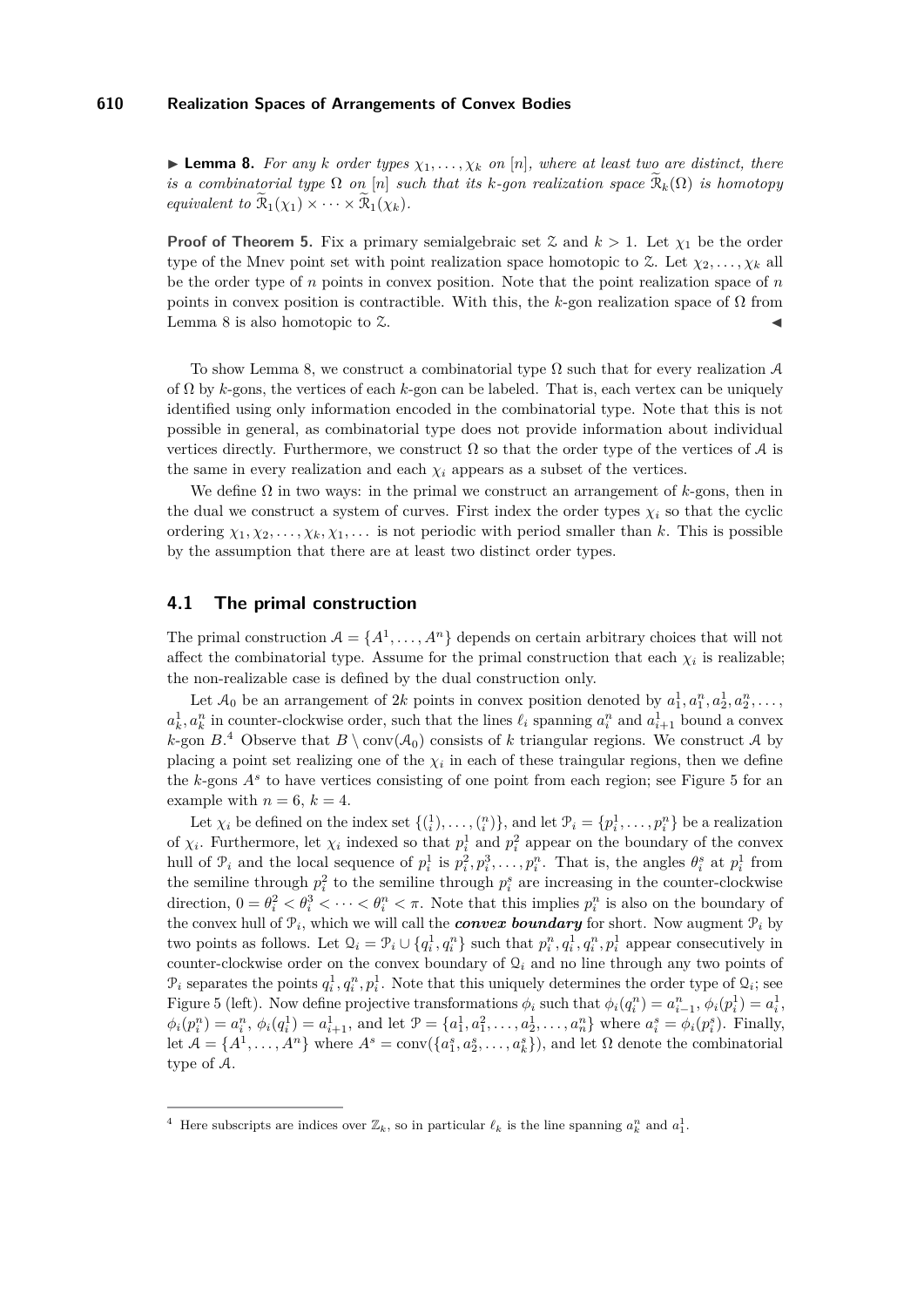▶ **Lemma 8.** *For any $k$ order types $\chi_1, \ldots, \chi_k$ on $[n]$, where at least two are distinct, there is a combinatorial type $\Omega$ on $[n]$ such that its $k$-gon realization space $\widetilde{\mathcal{R}}_k(\Omega)$ is homotopy equivalent to $\widetilde{\mathcal{R}}_1(\chi_1) \times \cdots \times \widetilde{\mathcal{R}}_1(\chi_k)$.*

**Proof of Theorem 5.** Fix a primary semialgebraic set $\mathcal{Z}$ and $k > 1$. Let $\chi_1$ be the order type of the Mnev point set with point realization space homotopic to $\mathcal{Z}$. Let $\chi_2, \ldots, \chi_k$ all be the order type of $n$ points in convex position. Note that the point realization space of $n$ points in convex position is contractible. With this, the $k$-gon realization space of $\Omega$ from Lemma 8 is also homotopic to $\mathcal{Z}$. ◀

To show Lemma 8, we construct a combinatorial type $\Omega$ such that for every realization $\mathcal{A}$ of $\Omega$ by $k$-gons, the vertices of each $k$-gon can be labeled. That is, each vertex can be uniquely identified using only information encoded in the combinatorial type. Note that this is not possible in general, as combinatorial type does not provide information about individual vertices directly. Furthermore, we construct $\Omega$ so that the order type of the vertices of $\mathcal{A}$ is the same in every realization and each $\chi_i$ appears as a subset of the vertices.

We define $\Omega$ in two ways: in the primal we construct an arrangement of $k$-gons, then in the dual we construct a system of curves. First index the order types $\chi_i$ so that the cyclic ordering $\chi_1, \chi_2, \ldots, \chi_k, \chi_1, \ldots$ is not periodic with period smaller than $k$. This is possible by the assumption that there are at least two distinct order types.

## 4.1 The primal construction

The primal construction $\mathcal{A} = \{A^1, \ldots, A^n\}$ depends on certain arbitrary choices that will not affect the combinatorial type. Assume for the primal construction that each $\chi_i$ is realizable; the non-realizable case is defined by the dual construction only.

Let $\mathcal{A}_0$ be an arrangement of $2k$ points in convex position denoted by $a_1^1, a_1^n, a_2^1, a_2^n, \ldots, a_k^1, a_k^n$ in counter-clockwise order, such that the lines $\ell_i$ spanning $a_i^n$ and $a_{i+1}^1$ bound a convex $k$-gon $B$.[4] Observe that $B \setminus \operatorname{conv}(\mathcal{A}_0)$ consists of $k$ triangular regions. We construct $\mathcal{A}$ by placing a point set realizing one of the $\chi_i$ in each of these traingular regions, then we define the $k$-gons $A^s$ to have vertices consisting of one point from each region; see Figure 5 for an example with $n = 6$, $k = 4$.

Let $\chi_i$ be defined on the index set $\{\binom{1}{i}, \ldots, \binom{n}{i}\}$, and let $\mathcal{P}_i = \{p_i^1, \ldots, p_i^n\}$ be a realization of $\chi_i$. Furthermore, let $\chi_i$ indexed so that $p_i^1$ and $p_i^2$ appear on the boundary of the convex hull of $\mathcal{P}_i$ and the local sequence of $p_i^1$ is $p_i^2, p_i^3, \ldots, p_i^n$. That is, the angles $\theta_i^s$ at $p_i^1$ from the semiline through $p_i^2$ to the semiline through $p_i^s$ are increasing in the counter-clockwise direction, $0 = \theta_i^2 < \theta_i^3 < \cdots < \theta_i^n < \pi$. Note that this implies $p_i^n$ is also on the boundary of the convex hull of $\mathcal{P}_i$, which we will call the ***convex boundary*** for short. Now augment $\mathcal{P}_i$ by two points as follows. Let $\mathcal{Q}_i = \mathcal{P}_i \cup \{q_i^1, q_i^n\}$ such that $p_i^n, q_i^1, q_i^n, p_i^1$ appear consecutively in counter-clockwise order on the convex boundary of $\mathcal{Q}_i$ and no line through any two points of $\mathcal{P}_i$ separates the points $q_i^1, q_i^n, p_i^1$. Note that this uniquely determines the order type of $\mathcal{Q}_i$; see Figure 5 (left). Now define projective transformations $\phi_i$ such that $\phi_i(q_i^n) = a_{i-1}^n$, $\phi_i(p_i^1) = a_i^1$, $\phi_i(p_i^n) = a_i^n$, $\phi_i(q_i^1) = a_{i+1}^1$, and let $\mathcal{P} = \{a_1^1, a_1^2, \ldots, a_2^1, \ldots, a_n^n\}$ where $a_i^s = \phi_i(p_i^s)$. Finally, let $\mathcal{A} = \{A^1, \ldots, A^n\}$ where $A^s = \operatorname{conv}(\{a_1^s, a_2^s, \ldots, a_k^s\})$, and let $\Omega$ denote the combinatorial type of $\mathcal{A}$.

---

[4] Here subscripts are indices over $\mathbb{Z}_k$, so in particular $\ell_k$ is the line spanning $a_k^n$ and $a_1^1$.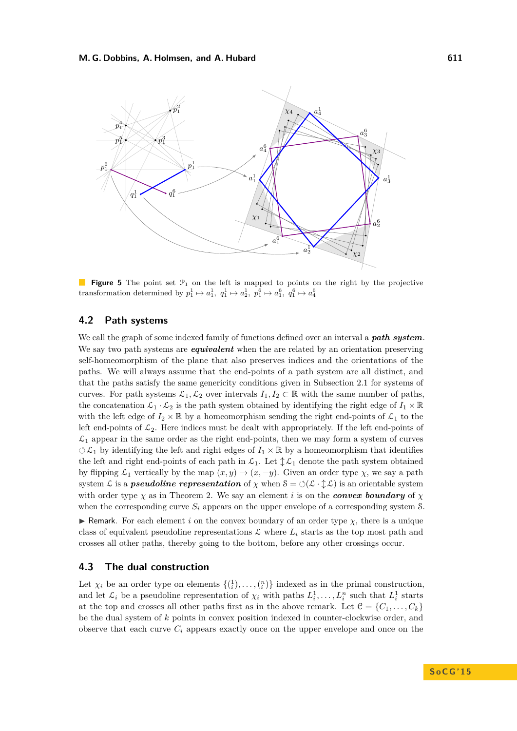**Figure 5** The point set $\mathcal{P}_1$ on the left is mapped to points on the right by the projective transformation determined by $p_1^1 \mapsto a_1^1$, $q_1^1 \mapsto a_2^1$, $p_1^6 \mapsto a_1^6$, $q_1^6 \mapsto a_4^6$

## 4.2 Path systems

We call the graph of some indexed family of functions defined over an interval a ***path system***. We say two path systems are ***equivalent*** when the are related by an orientation preserving self-homeomorphism of the plane that also preserves indices and the orientations of the paths. We will always assume that the end-points of a path system are all distinct, and that the paths satisfy the same genericity conditions given in Subsection 2.1 for systems of curves. For path systems $\mathcal{L}_1, \mathcal{L}_2$ over intervals $I_1, I_2 \subset \mathbb{R}$ with the same number of paths, the concatenation $\mathcal{L}_1 \cdot \mathcal{L}_2$ is the path system obtained by identifying the right edge of $I_1 \times \mathbb{R}$ with the left edge of $I_2 \times \mathbb{R}$ by a homeomorphism sending the right end-points of $\mathcal{L}_1$ to the left end-points of $\mathcal{L}_2$. Here indices must be dealt with appropriately. If the left end-points of $\mathcal{L}_1$ appear in the same order as the right end-points, then we may form a system of curves $\circlearrowleft \mathcal{L}_1$ by identifying the left and right edges of $I_1 \times \mathbb{R}$ by a homeomorphism that identifies the left and right end-points of each path in $\mathcal{L}_1$. Let $\updownarrow \mathcal{L}_1$ denote the path system obtained by flipping $\mathcal{L}_1$ vertically by the map $(x, y) \mapsto (x, -y)$. Given an order type $\chi$, we say a path system $\mathcal{L}$ is a ***pseudoline representation*** of $\chi$ when $\mathcal{S} = \circlearrowleft(\mathcal{L} \cdot \updownarrow \mathcal{L})$ is an orientable system with order type $\chi$ as in Theorem 2. We say an element $i$ is on the ***convex boundary*** of $\chi$ when the corresponding curve $S_i$ appears on the upper envelope of a corresponding system $\mathcal{S}$.

▶ Remark. For each element $i$ on the convex boundary of an order type $\chi$, there is a unique class of equivalent pseudoline representations $\mathcal{L}$ where $L_i$ starts as the top most path and crosses all other paths, thereby going to the bottom, before any other crossings occur.

## 4.3 The dual construction

Let $\chi_i$ be an order type on elements $\{\binom{1}{i}, \ldots, \binom{n}{i}\}$ indexed as in the primal construction, and let $\mathcal{L}_i$ be a pseudoline representation of $\chi_i$ with paths $L_i^1, \ldots, L_i^n$ such that $L_i^1$ starts at the top and crosses all other paths first as in the above remark. Let $\mathcal{C} = \{C_1, \ldots, C_k\}$ be the dual system of $k$ points in convex position indexed in counter-clockwise order, and observe that each curve $C_i$ appears exactly once on the upper envelope and once on the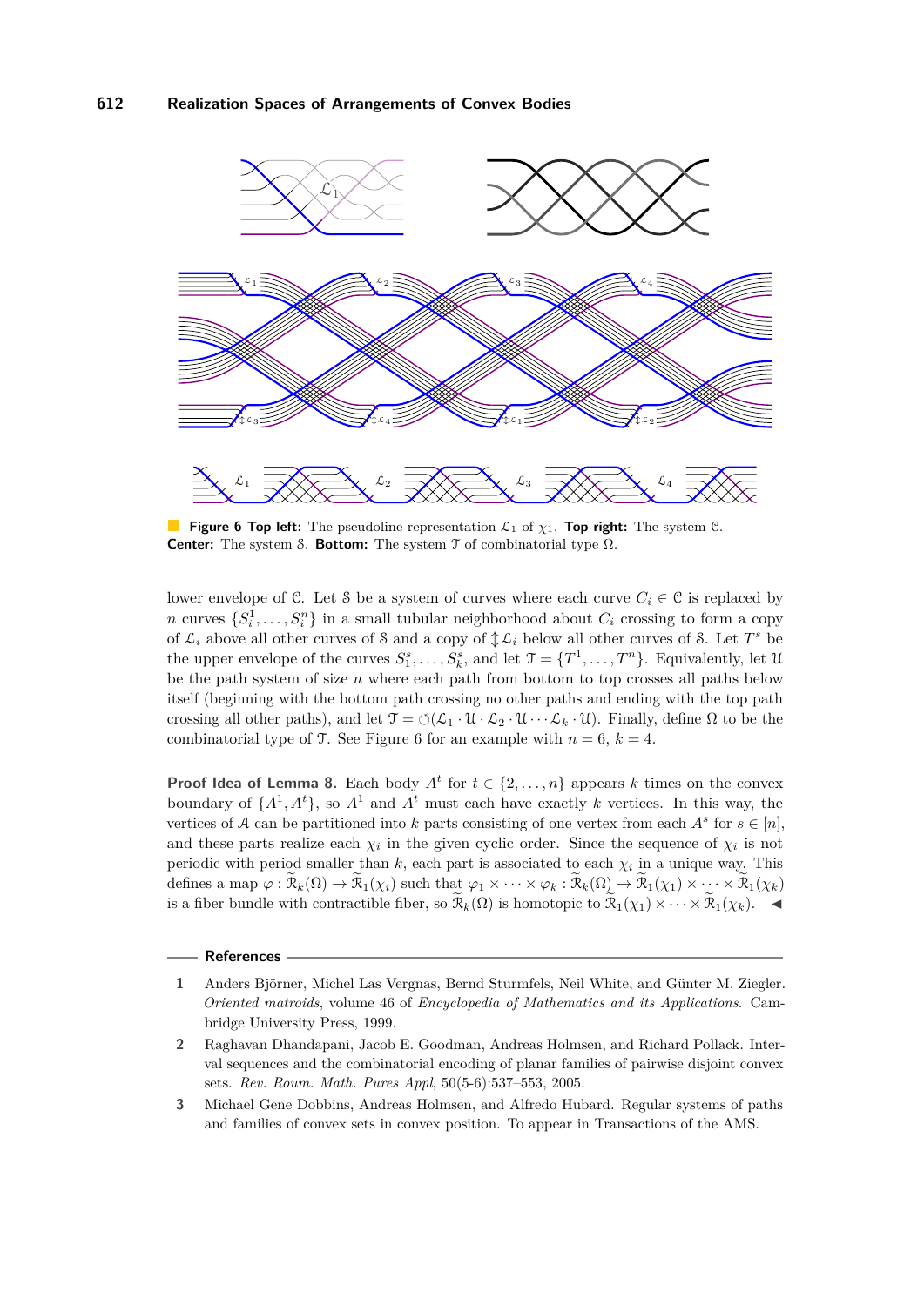**Figure 6 Top left:** The pseudoline representation $\mathcal{L}_1$ of $\chi_1$. **Top right:** The system $\mathcal{C}$. **Center:** The system $\mathcal{S}$. **Bottom:** The system $\mathcal{T}$ of combinatorial type $\Omega$.

lower envelope of $\mathcal{C}$. Let $\mathcal{S}$ be a system of curves where each curve $C_i \in \mathcal{C}$ is replaced by $n$ curves $\{S_i^1, \ldots, S_i^n\}$ in a small tubular neighborhood about $C_i$ crossing to form a copy of $\mathcal{L}_i$ above all other curves of $\mathcal{S}$ and a copy of $\updownarrow\mathcal{L}_i$ below all other curves of $\mathcal{S}$. Let $T^s$ be the upper envelope of the curves $S_1^s, \ldots, S_k^s$, and let $\mathcal{T} = \{T^1, \ldots, T^n\}$. Equivalently, let $\mathcal{U}$ be the path system of size $n$ where each path from bottom to top crosses all paths below itself (beginning with the bottom path crossing no other paths and ending with the top path crossing all other paths), and let $\mathcal{T} = \circlearrowleft(\mathcal{L}_1 \cdot \mathcal{U} \cdot \mathcal{L}_2 \cdot \mathcal{U} \cdots \mathcal{L}_k \cdot \mathcal{U})$. Finally, define $\Omega$ to be the combinatorial type of $\mathcal{T}$. See Figure 6 for an example with $n = 6$, $k = 4$.

**Proof Idea of Lemma 8.** Each body $A^t$ for $t \in \{2, \ldots, n\}$ appears $k$ times on the convex boundary of $\{A^1, A^t\}$, so $A^1$ and $A^t$ must each have exactly $k$ vertices. In this way, the vertices of $\mathcal{A}$ can be partitioned into $k$ parts consisting of one vertex from each $A^s$ for $s \in [n]$, and these parts realize each $\chi_i$ in the given cyclic order. Since the sequence of $\chi_i$ is not periodic with period smaller than $k$, each part is associated to each $\chi_i$ in a unique way. This defines a map $\varphi : \widetilde{\mathcal{R}}_k(\Omega) \to \widetilde{\mathcal{R}}_1(\chi_i)$ such that $\varphi_1 \times \cdots \times \varphi_k : \widetilde{\mathcal{R}}_k(\Omega) \to \widetilde{\mathcal{R}}_1(\chi_1) \times \cdots \times \widetilde{\mathcal{R}}_1(\chi_k)$ is a fiber bundle with contractible fiber, so $\widetilde{\mathcal{R}}_k(\Omega)$ is homotopic to $\widetilde{\mathcal{R}}_1(\chi_1) \times \cdots \times \widetilde{\mathcal{R}}_1(\chi_k)$. ◀

## References

1. Anders Björner, Michel Las Vergnas, Bernd Sturmfels, Neil White, and Günter M. Ziegler. *Oriented matroids*, volume 46 of *Encyclopedia of Mathematics and its Applications*. Cambridge University Press, 1999.
2. Raghavan Dhandapani, Jacob E. Goodman, Andreas Holmsen, and Richard Pollack. Interval sequences and the combinatorial encoding of planar families of pairwise disjoint convex sets. *Rev. Roum. Math. Pures Appl*, 50(5-6):537–553, 2005.
3. Michael Gene Dobbins, Andreas Holmsen, and Alfredo Hubard. Regular systems of paths and families of convex sets in convex position. To appear in Transactions of the AMS.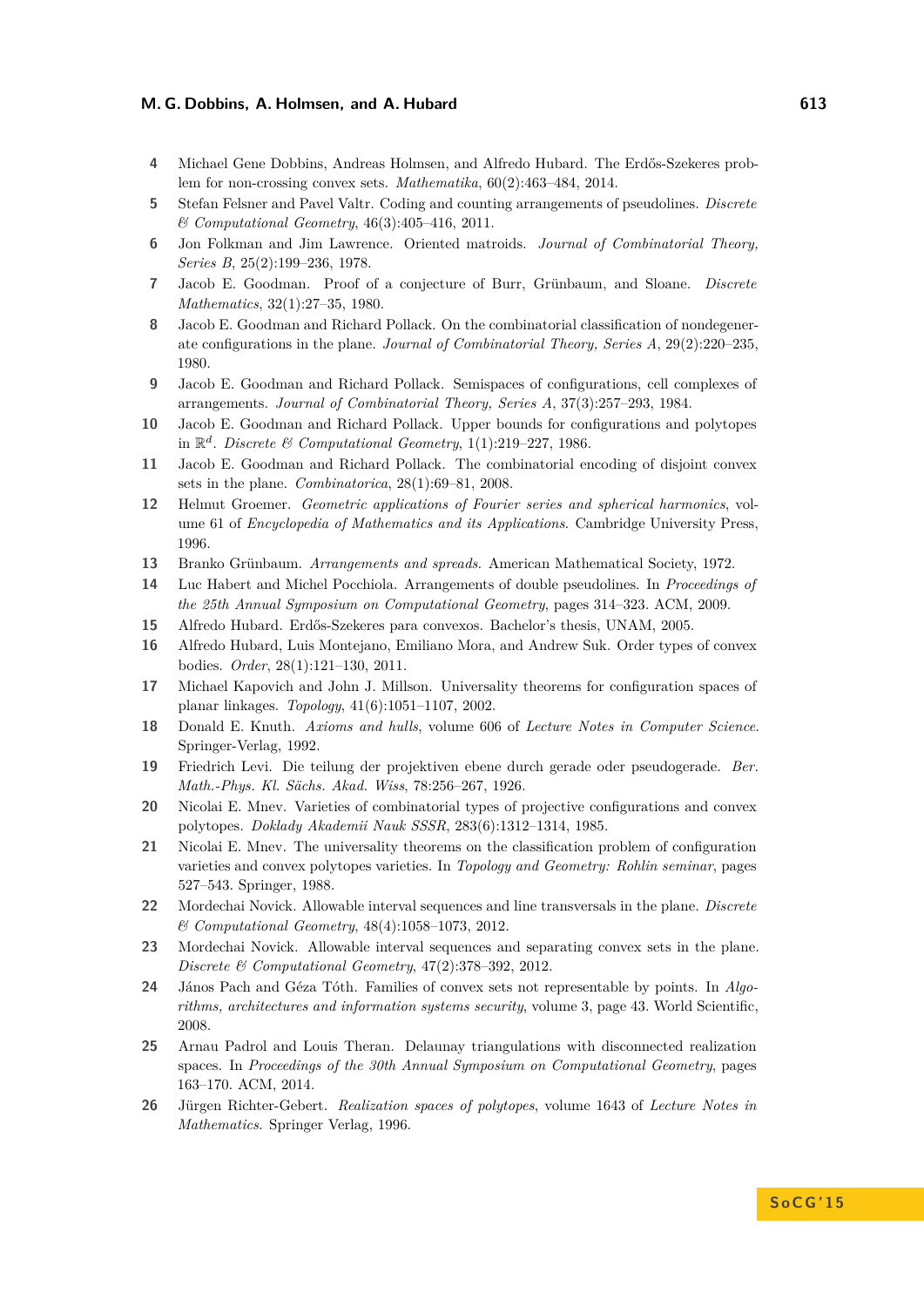4. Michael Gene Dobbins, Andreas Holmsen, and Alfredo Hubard. The Erdős-Szekeres problem for non-crossing convex sets. *Mathematika*, 60(2):463–484, 2014.
5. Stefan Felsner and Pavel Valtr. Coding and counting arrangements of pseudolines. *Discrete & Computational Geometry*, 46(3):405–416, 2011.
6. Jon Folkman and Jim Lawrence. Oriented matroids. *Journal of Combinatorial Theory, Series B*, 25(2):199–236, 1978.
7. Jacob E. Goodman. Proof of a conjecture of Burr, Grünbaum, and Sloane. *Discrete Mathematics*, 32(1):27–35, 1980.
8. Jacob E. Goodman and Richard Pollack. On the combinatorial classification of nondegenerate configurations in the plane. *Journal of Combinatorial Theory, Series A*, 29(2):220–235, 1980.
9. Jacob E. Goodman and Richard Pollack. Semispaces of configurations, cell complexes of arrangements. *Journal of Combinatorial Theory, Series A*, 37(3):257–293, 1984.
10. Jacob E. Goodman and Richard Pollack. Upper bounds for configurations and polytopes in $\mathbb{R}^d$. *Discrete & Computational Geometry*, 1(1):219–227, 1986.
11. Jacob E. Goodman and Richard Pollack. The combinatorial encoding of disjoint convex sets in the plane. *Combinatorica*, 28(1):69–81, 2008.
12. Helmut Groemer. *Geometric applications of Fourier series and spherical harmonics*, volume 61 of *Encyclopedia of Mathematics and its Applications*. Cambridge University Press, 1996.
13. Branko Grünbaum. *Arrangements and spreads*. American Mathematical Society, 1972.
14. Luc Habert and Michel Pocchiola. Arrangements of double pseudolines. In *Proceedings of the 25th Annual Symposium on Computational Geometry*, pages 314–323. ACM, 2009.
15. Alfredo Hubard. Erdős-Szekeres para convexos. Bachelor's thesis, UNAM, 2005.
16. Alfredo Hubard, Luis Montejano, Emiliano Mora, and Andrew Suk. Order types of convex bodies. *Order*, 28(1):121–130, 2011.
17. Michael Kapovich and John J. Millson. Universality theorems for configuration spaces of planar linkages. *Topology*, 41(6):1051–1107, 2002.
18. Donald E. Knuth. *Axioms and hulls*, volume 606 of *Lecture Notes in Computer Science*. Springer-Verlag, 1992.
19. Friedrich Levi. Die teilung der projektiven ebene durch gerade oder pseudogerade. *Ber. Math.-Phys. Kl. Sächs. Akad. Wiss*, 78:256–267, 1926.
20. Nicolai E. Mnev. Varieties of combinatorial types of projective configurations and convex polytopes. *Doklady Akademii Nauk SSSR*, 283(6):1312–1314, 1985.
21. Nicolai E. Mnev. The universality theorems on the classification problem of configuration varieties and convex polytopes varieties. In *Topology and Geometry: Rohlin seminar*, pages 527–543. Springer, 1988.
22. Mordechai Novick. Allowable interval sequences and line transversals in the plane. *Discrete & Computational Geometry*, 48(4):1058–1073, 2012.
23. Mordechai Novick. Allowable interval sequences and separating convex sets in the plane. *Discrete & Computational Geometry*, 47(2):378–392, 2012.
24. János Pach and Géza Tóth. Families of convex sets not representable by points. In *Algorithms, architectures and information systems security*, volume 3, page 43. World Scientific, 2008.
25. Arnau Padrol and Louis Theran. Delaunay triangulations with disconnected realization spaces. In *Proceedings of the 30th Annual Symposium on Computational Geometry*, pages 163–170. ACM, 2014.
26. Jürgen Richter-Gebert. *Realization spaces of polytopes*, volume 1643 of *Lecture Notes in Mathematics*. Springer Verlag, 1996.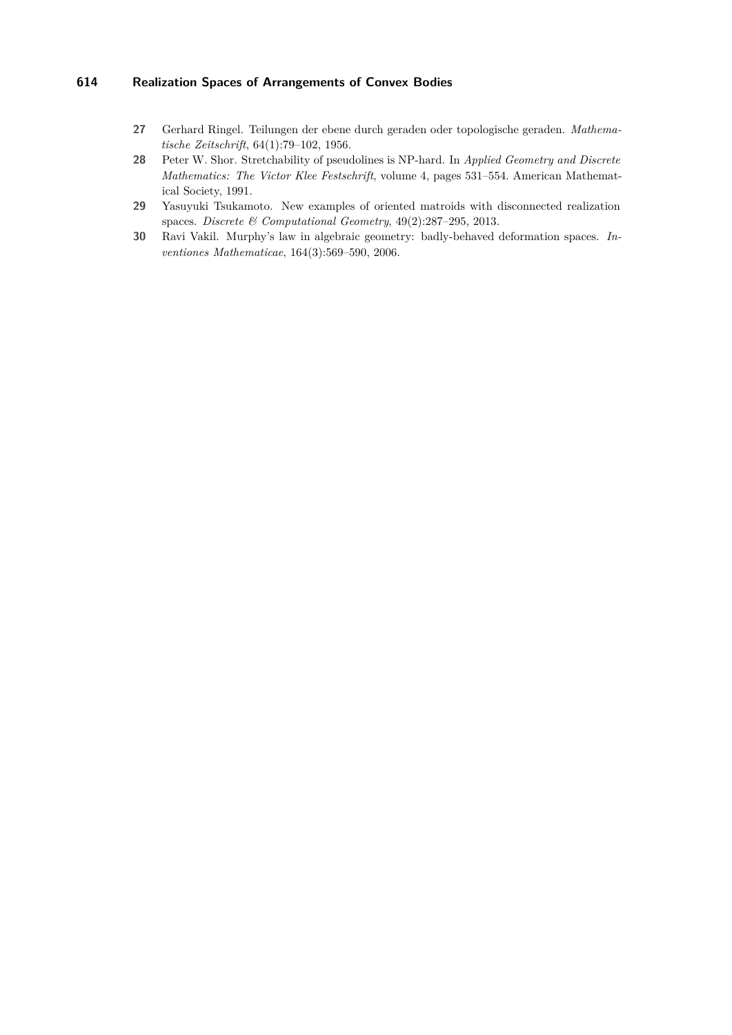27 Gerhard Ringel. Teilungen der ebene durch geraden oder topologische geraden. *Mathematische Zeitschrift*, 64(1):79–102, 1956.

28 Peter W. Shor. Stretchability of pseudolines is NP-hard. In *Applied Geometry and Discrete Mathematics: The Victor Klee Festschrift*, volume 4, pages 531–554. American Mathematical Society, 1991.

29 Yasuyuki Tsukamoto. New examples of oriented matroids with disconnected realization spaces. *Discrete & Computational Geometry*, 49(2):287–295, 2013.

30 Ravi Vakil. Murphy's law in algebraic geometry: badly-behaved deformation spaces. *Inventiones Mathematicae*, 164(3):569–590, 2006.